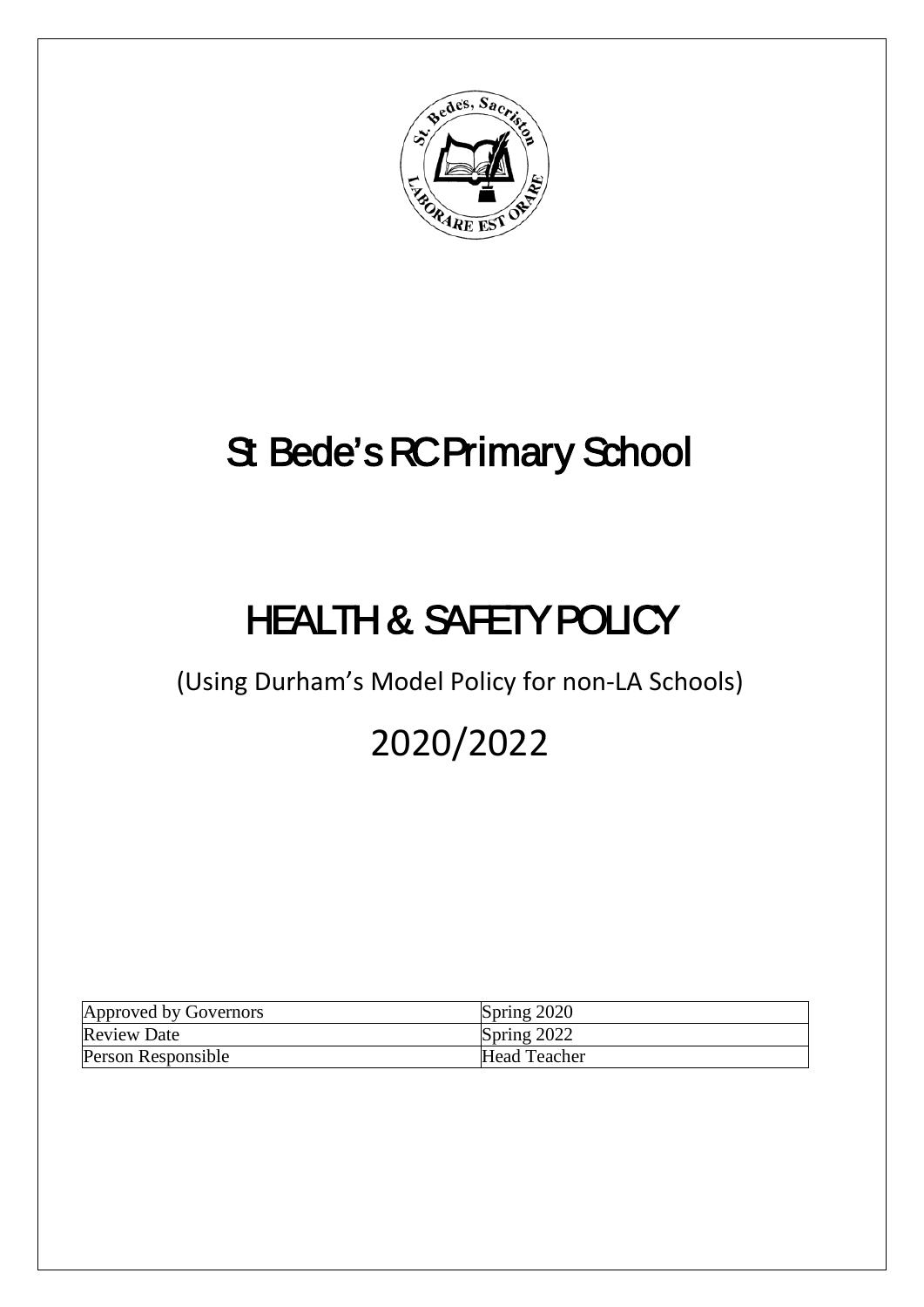# St Bede's RC Primary School

# HEALTH & SAFETY POLICY

(Using Durham's Model Policy for non-LA Schools)

2020/2022

| Approved by Governors | Spring 2020 |
| --- | --- |
| Review Date | Spring 2022 |
| Person Responsible | Head Teacher |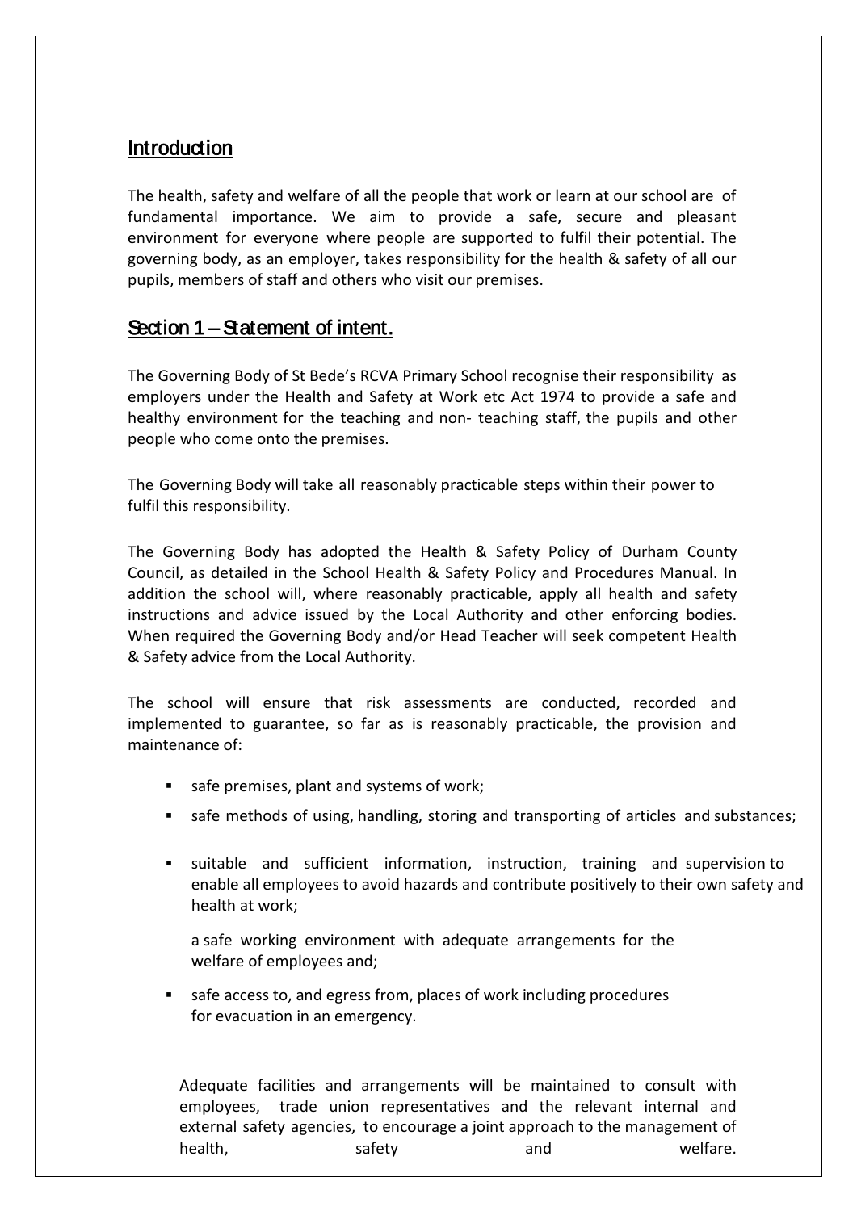## Introduction

The health, safety and welfare of all the people that work or learn at our school are of fundamental importance. We aim to provide a safe, secure and pleasant environment for everyone where people are supported to fulfil their potential. The governing body, as an employer, takes responsibility for the health & safety of all our pupils, members of staff and others who visit our premises.

## Section 1 – Statement of intent.

The Governing Body of St Bede's RCVA Primary School recognise their responsibility as employers under the Health and Safety at Work etc Act 1974 to provide a safe and healthy environment for the teaching and non- teaching staff, the pupils and other people who come onto the premises.

The Governing Body will take all reasonably practicable steps within their power to fulfil this responsibility.

The Governing Body has adopted the Health & Safety Policy of Durham County Council, as detailed in the School Health & Safety Policy and Procedures Manual. In addition the school will, where reasonably practicable, apply all health and safety instructions and advice issued by the Local Authority and other enforcing bodies. When required the Governing Body and/or Head Teacher will seek competent Health & Safety advice from the Local Authority.

The school will ensure that risk assessments are conducted, recorded and implemented to guarantee, so far as is reasonably practicable, the provision and maintenance of:

- safe premises, plant and systems of work;
- safe methods of using, handling, storing and transporting of articles and substances;
- suitable and sufficient information, instruction, training and supervision to enable all employees to avoid hazards and contribute positively to their own safety and health at work;

  a safe working environment with adequate arrangements for the welfare of employees and;
- safe access to, and egress from, places of work including procedures for evacuation in an emergency.

Adequate facilities and arrangements will be maintained to consult with employees, trade union representatives and the relevant internal and external safety agencies, to encourage a joint approach to the management of health, safety and welfare.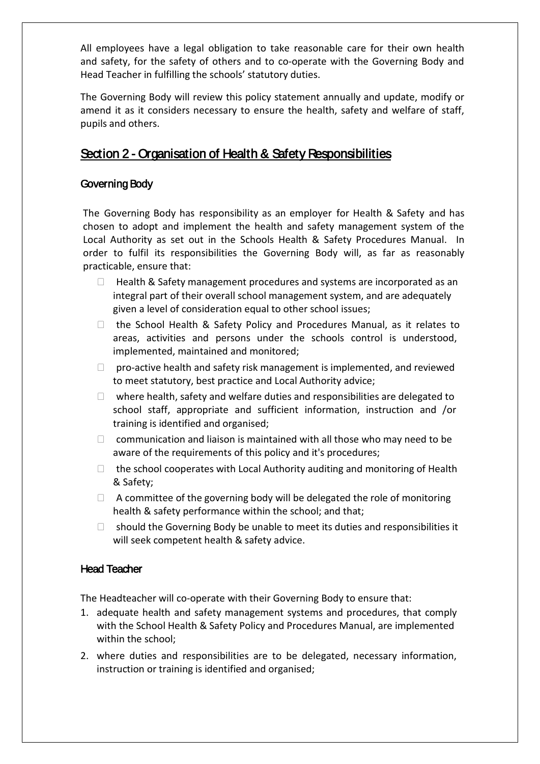All employees have a legal obligation to take reasonable care for their own health and safety, for the safety of others and to co-operate with the Governing Body and Head Teacher in fulfilling the schools' statutory duties.

The Governing Body will review this policy statement annually and update, modify or amend it as it considers necessary to ensure the health, safety and welfare of staff, pupils and others.

## Section 2 - Organisation of Health & Safety Responsibilities

### Governing Body

The Governing Body has responsibility as an employer for Health & Safety and has chosen to adopt and implement the health and safety management system of the Local Authority as set out in the Schools Health & Safety Procedures Manual. In order to fulfil its responsibilities the Governing Body will, as far as reasonably practicable, ensure that:

- Health & Safety management procedures and systems are incorporated as an integral part of their overall school management system, and are adequately given a level of consideration equal to other school issues;
- the School Health & Safety Policy and Procedures Manual, as it relates to areas, activities and persons under the schools control is understood, implemented, maintained and monitored;
- pro-active health and safety risk management is implemented, and reviewed to meet statutory, best practice and Local Authority advice;
- where health, safety and welfare duties and responsibilities are delegated to school staff, appropriate and sufficient information, instruction and /or training is identified and organised;
- communication and liaison is maintained with all those who may need to be aware of the requirements of this policy and it's procedures;
- the school cooperates with Local Authority auditing and monitoring of Health & Safety;
- A committee of the governing body will be delegated the role of monitoring health & safety performance within the school; and that;
- should the Governing Body be unable to meet its duties and responsibilities it will seek competent health & safety advice.

### Head Teacher

The Headteacher will co-operate with their Governing Body to ensure that:

1. adequate health and safety management systems and procedures, that comply with the School Health & Safety Policy and Procedures Manual, are implemented within the school;
2. where duties and responsibilities are to be delegated, necessary information, instruction or training is identified and organised;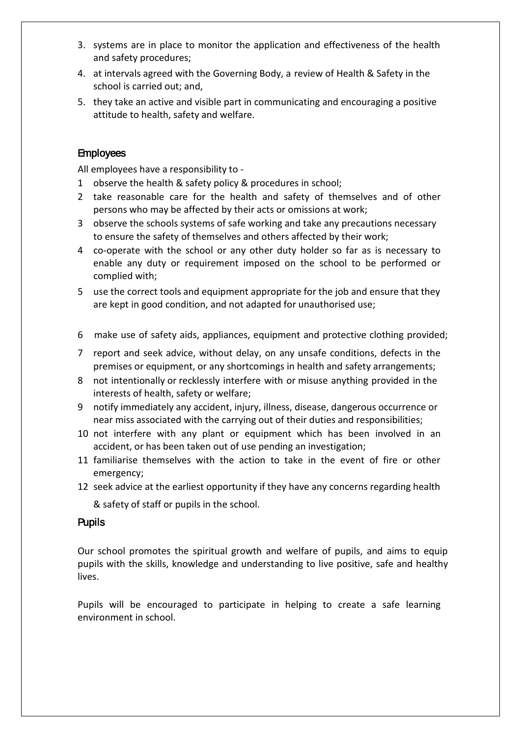3. systems are in place to monitor the application and effectiveness of the health and safety procedures;
4. at intervals agreed with the Governing Body, a review of Health & Safety in the school is carried out; and,
5. they take an active and visible part in communicating and encouraging a positive attitude to health, safety and welfare.

## Employees

All employees have a responsibility to -

1. observe the health & safety policy & procedures in school;
2. take reasonable care for the health and safety of themselves and of other persons who may be affected by their acts or omissions at work;
3. observe the schools systems of safe working and take any precautions necessary to ensure the safety of themselves and others affected by their work;
4. co-operate with the school or any other duty holder so far as is necessary to enable any duty or requirement imposed on the school to be performed or complied with;
5. use the correct tools and equipment appropriate for the job and ensure that they are kept in good condition, and not adapted for unauthorised use;
6. make use of safety aids, appliances, equipment and protective clothing provided;
7. report and seek advice, without delay, on any unsafe conditions, defects in the premises or equipment, or any shortcomings in health and safety arrangements;
8. not intentionally or recklessly interfere with or misuse anything provided in the interests of health, safety or welfare;
9. notify immediately any accident, injury, illness, disease, dangerous occurrence or near miss associated with the carrying out of their duties and responsibilities;
10. not interfere with any plant or equipment which has been involved in an accident, or has been taken out of use pending an investigation;
11. familiarise themselves with the action to take in the event of fire or other emergency;
12. seek advice at the earliest opportunity if they have any concerns regarding health & safety of staff or pupils in the school.

## Pupils

Our school promotes the spiritual growth and welfare of pupils, and aims to equip pupils with the skills, knowledge and understanding to live positive, safe and healthy lives.

Pupils will be encouraged to participate in helping to create a safe learning environment in school.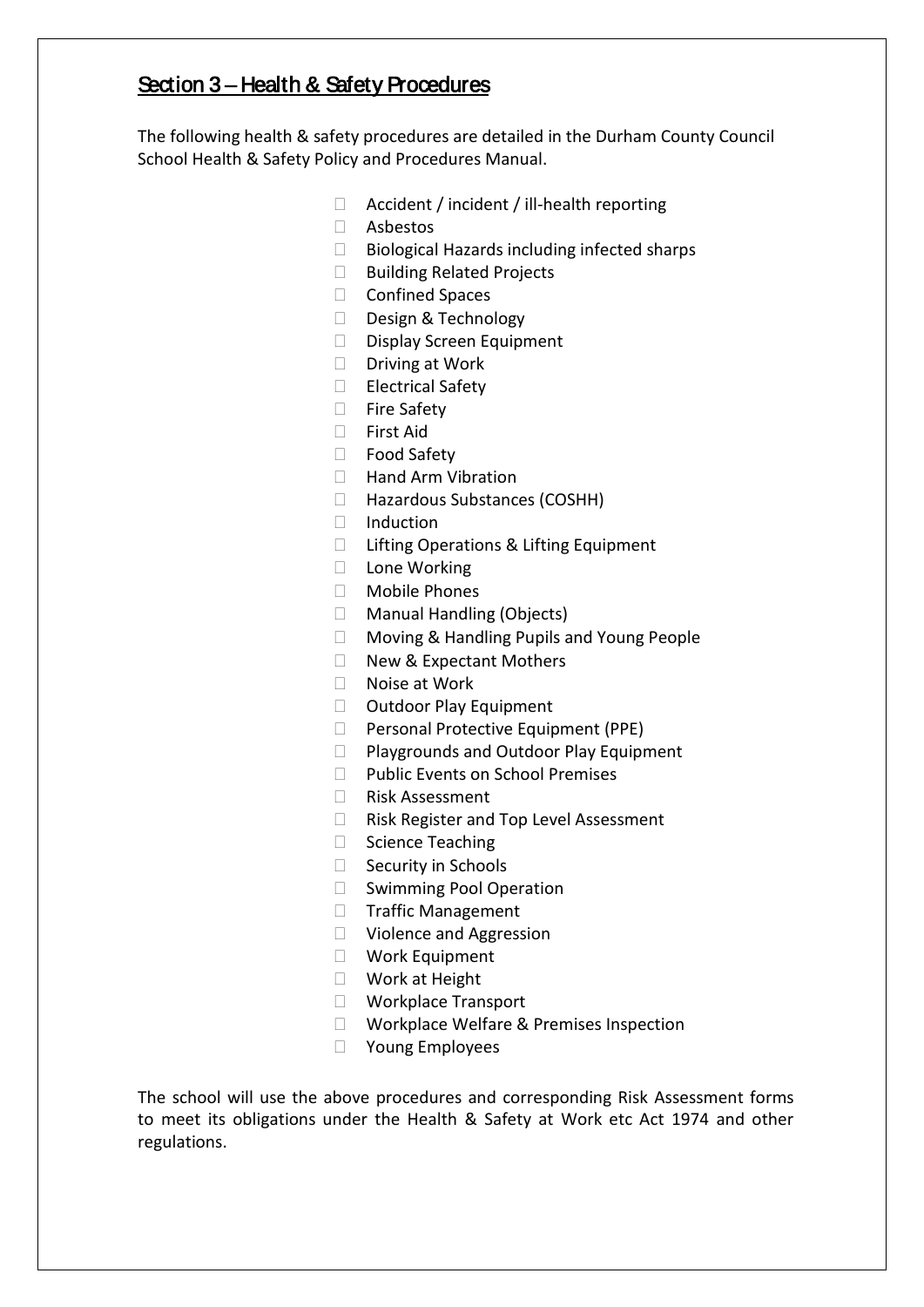## Section 3 – Health & Safety Procedures

The following health & safety procedures are detailed in the Durham County Council School Health & Safety Policy and Procedures Manual.

- Accident / incident / ill-health reporting
- Asbestos
- Biological Hazards including infected sharps
- Building Related Projects
- Confined Spaces
- Design & Technology
- Display Screen Equipment
- Driving at Work
- Electrical Safety
- Fire Safety
- First Aid
- Food Safety
- Hand Arm Vibration
- Hazardous Substances (COSHH)
- Induction
- Lifting Operations & Lifting Equipment
- Lone Working
- Mobile Phones
- Manual Handling (Objects)
- Moving & Handling Pupils and Young People
- New & Expectant Mothers
- Noise at Work
- Outdoor Play Equipment
- Personal Protective Equipment (PPE)
- Playgrounds and Outdoor Play Equipment
- Public Events on School Premises
- Risk Assessment
- Risk Register and Top Level Assessment
- Science Teaching
- Security in Schools
- Swimming Pool Operation
- Traffic Management
- Violence and Aggression
- Work Equipment
- Work at Height
- Workplace Transport
- Workplace Welfare & Premises Inspection
- Young Employees

The school will use the above procedures and corresponding Risk Assessment forms to meet its obligations under the Health & Safety at Work etc Act 1974 and other regulations.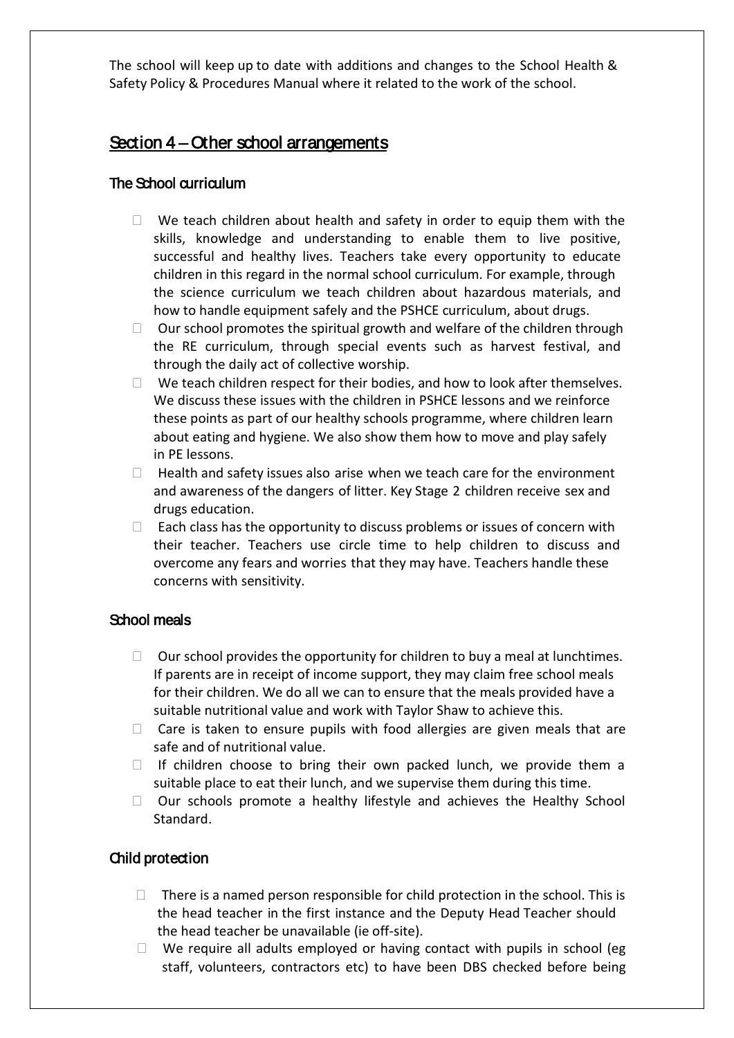The school will keep up to date with additions and changes to the School Health & Safety Policy & Procedures Manual where it related to the work of the school.

## Section 4 – Other school arrangements

### The School curriculum

- We teach children about health and safety in order to equip them with the skills, knowledge and understanding to enable them to live positive, successful and healthy lives. Teachers take every opportunity to educate children in this regard in the normal school curriculum. For example, through the science curriculum we teach children about hazardous materials, and how to handle equipment safely and the PSHCE curriculum, about drugs.
- Our school promotes the spiritual growth and welfare of the children through the RE curriculum, through special events such as harvest festival, and through the daily act of collective worship.
- We teach children respect for their bodies, and how to look after themselves. We discuss these issues with the children in PSHCE lessons and we reinforce these points as part of our healthy schools programme, where children learn about eating and hygiene. We also show them how to move and play safely in PE lessons.
- Health and safety issues also arise when we teach care for the environment and awareness of the dangers of litter. Key Stage 2 children receive sex and drugs education.
- Each class has the opportunity to discuss problems or issues of concern with their teacher. Teachers use circle time to help children to discuss and overcome any fears and worries that they may have. Teachers handle these concerns with sensitivity.

### School meals

- Our school provides the opportunity for children to buy a meal at lunchtimes. If parents are in receipt of income support, they may claim free school meals for their children. We do all we can to ensure that the meals provided have a suitable nutritional value and work with Taylor Shaw to achieve this.
- Care is taken to ensure pupils with food allergies are given meals that are safe and of nutritional value.
- If children choose to bring their own packed lunch, we provide them a suitable place to eat their lunch, and we supervise them during this time.
- Our schools promote a healthy lifestyle and achieves the Healthy School Standard.

### Child protection

- There is a named person responsible for child protection in the school. This is the head teacher in the first instance and the Deputy Head Teacher should the head teacher be unavailable (ie off-site).
- We require all adults employed or having contact with pupils in school (eg staff, volunteers, contractors etc) to have been DBS checked before being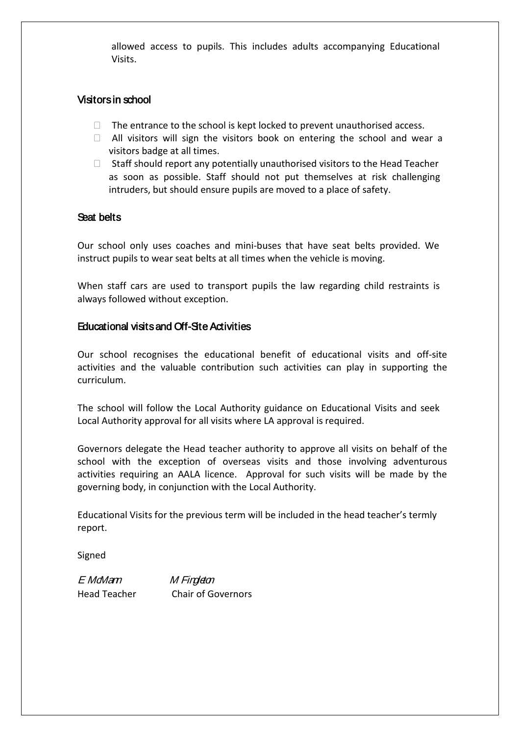allowed access to pupils. This includes adults accompanying Educational Visits.

## Visitors in school

- The entrance to the school is kept locked to prevent unauthorised access.
- All visitors will sign the visitors book on entering the school and wear a visitors badge at all times.
- Staff should report any potentially unauthorised visitors to the Head Teacher as soon as possible. Staff should not put themselves at risk challenging intruders, but should ensure pupils are moved to a place of safety.

## Seat belts

Our school only uses coaches and mini-buses that have seat belts provided. We instruct pupils to wear seat belts at all times when the vehicle is moving.

When staff cars are used to transport pupils the law regarding child restraints is always followed without exception.

## Educational visits and Off-Site Activities

Our school recognises the educational benefit of educational visits and off-site activities and the valuable contribution such activities can play in supporting the curriculum.

The school will follow the Local Authority guidance on Educational Visits and seek Local Authority approval for all visits where LA approval is required.

Governors delegate the Head teacher authority to approve all visits on behalf of the school with the exception of overseas visits and those involving adventurous activities requiring an AALA licence. Approval for such visits will be made by the governing body, in conjunction with the Local Authority.

Educational Visits for the previous term will be included in the head teacher's termly report.

Signed

*E McMann* *M Fingleton*
Head Teacher Chair of Governors